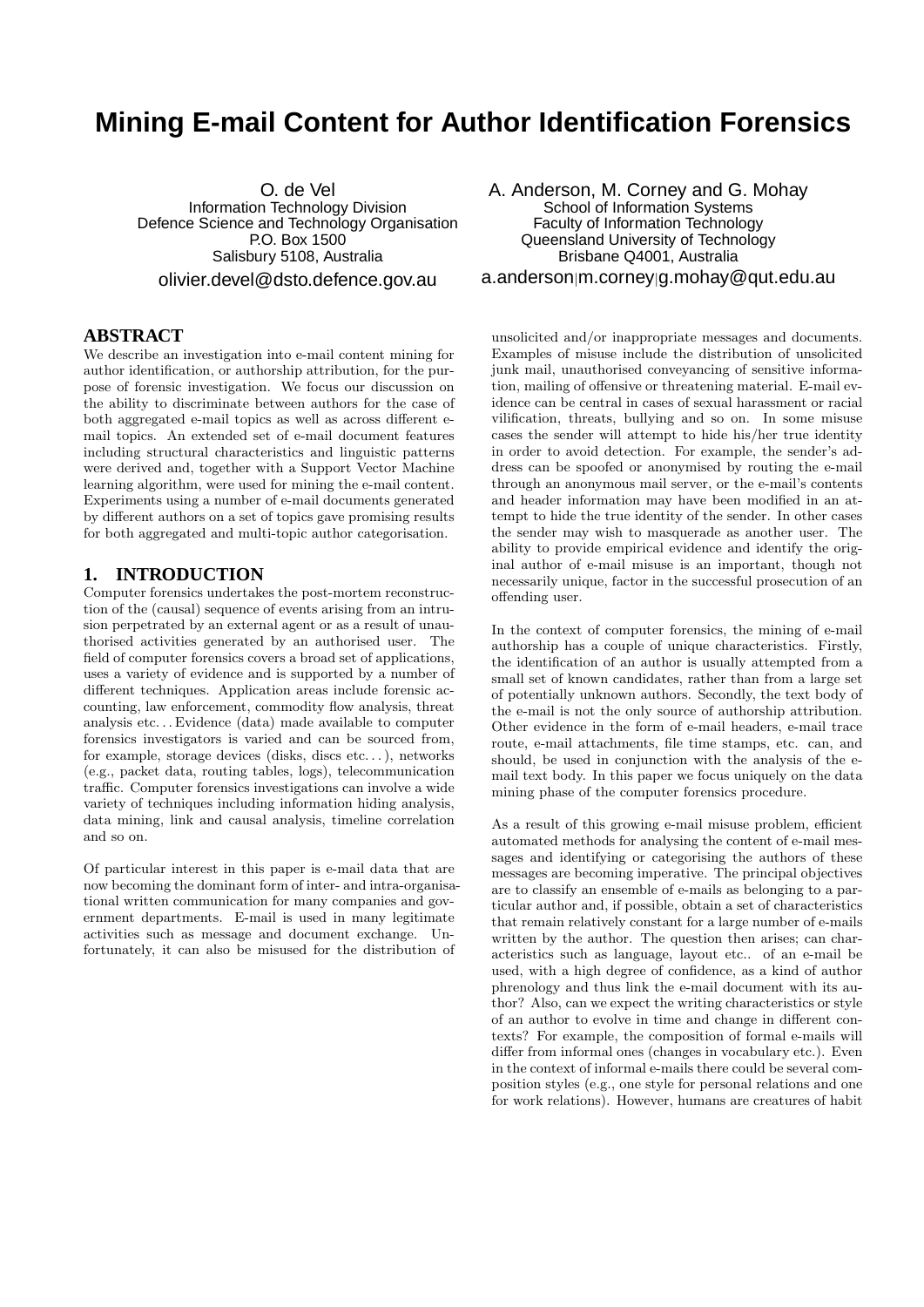# Mining E-mail Content for Author Identification Forensics

O. de Vel
Information Technology Division
Defence Science and Technology Organisation
P.O. Box 1500
Salisbury 5108, Australia
olivier.devel@dsto.defence.gov.au

A. Anderson, M. Corney and G. Mohay
School of Information Systems
Faculty of Information Technology
Queensland University of Technology
Brisbane Q4001, Australia
a.anderson|m.corney|g.mohay@qut.edu.au

## ABSTRACT

We describe an investigation into e-mail content mining for author identification, or authorship attribution, for the purpose of forensic investigation. We focus our discussion on the ability to discriminate between authors for the case of both aggregated e-mail topics as well as across different e-mail topics. An extended set of e-mail document features including structural characteristics and linguistic patterns were derived and, together with a Support Vector Machine learning algorithm, were used for mining the e-mail content. Experiments using a number of e-mail documents generated by different authors on a set of topics gave promising results for both aggregated and multi-topic author categorisation.

## 1. INTRODUCTION

Computer forensics undertakes the post-mortem reconstruction of the (causal) sequence of events arising from an intrusion perpetrated by an external agent or as a result of unauthorised activities generated by an authorised user. The field of computer forensics covers a broad set of applications, uses a variety of evidence and is supported by a number of different techniques. Application areas include forensic accounting, law enforcement, commodity flow analysis, threat analysis etc... Evidence (data) made available to computer forensics investigators is varied and can be sourced from, for example, storage devices (disks, discs etc...), networks (e.g., packet data, routing tables, logs), telecommunication traffic. Computer forensics investigations can involve a wide variety of techniques including information hiding analysis, data mining, link and causal analysis, timeline correlation and so on.

Of particular interest in this paper is e-mail data that are now becoming the dominant form of inter- and intra-organisational written communication for many companies and government departments. E-mail is used in many legitimate activities such as message and document exchange. Unfortunately, it can also be misused for the distribution of unsolicited and/or inappropriate messages and documents. Examples of misuse include the distribution of unsolicited junk mail, unauthorised conveyancing of sensitive information, mailing of offensive or threatening material. E-mail evidence can be central in cases of sexual harassment or racial vilification, threats, bullying and so on. In some misuse cases the sender will attempt to hide his/her true identity in order to avoid detection. For example, the sender's address can be spoofed or anonymised by routing the e-mail through an anonymous mail server, or the e-mail's contents and header information may have been modified in an attempt to hide the true identity of the sender. In other cases the sender may wish to masquerade as another user. The ability to provide empirical evidence and identify the original author of e-mail misuse is an important, though not necessarily unique, factor in the successful prosecution of an offending user.

In the context of computer forensics, the mining of e-mail authorship has a couple of unique characteristics. Firstly, the identification of an author is usually attempted from a small set of known candidates, rather than from a large set of potentially unknown authors. Secondly, the text body of the e-mail is not the only source of authorship attribution. Other evidence in the form of e-mail headers, e-mail trace route, e-mail attachments, file time stamps, etc. can, and should, be used in conjunction with the analysis of the e-mail text body. In this paper we focus uniquely on the data mining phase of the computer forensics procedure.

As a result of this growing e-mail misuse problem, efficient automated methods for analysing the content of e-mail messages and identifying or categorising the authors of these messages are becoming imperative. The principal objectives are to classify an ensemble of e-mails as belonging to a particular author and, if possible, obtain a set of characteristics that remain relatively constant for a large number of e-mails written by the author. The question then arises; can characteristics such as language, layout etc.. of an e-mail be used, with a high degree of confidence, as a kind of author phrenology and thus link the e-mail document with its author? Also, can we expect the writing characteristics or style of an author to evolve in time and change in different contexts? For example, the composition of formal e-mails will differ from informal ones (changes in vocabulary etc.). Even in the context of informal e-mails there could be several composition styles (e.g., one style for personal relations and one for work relations). However, humans are creatures of habit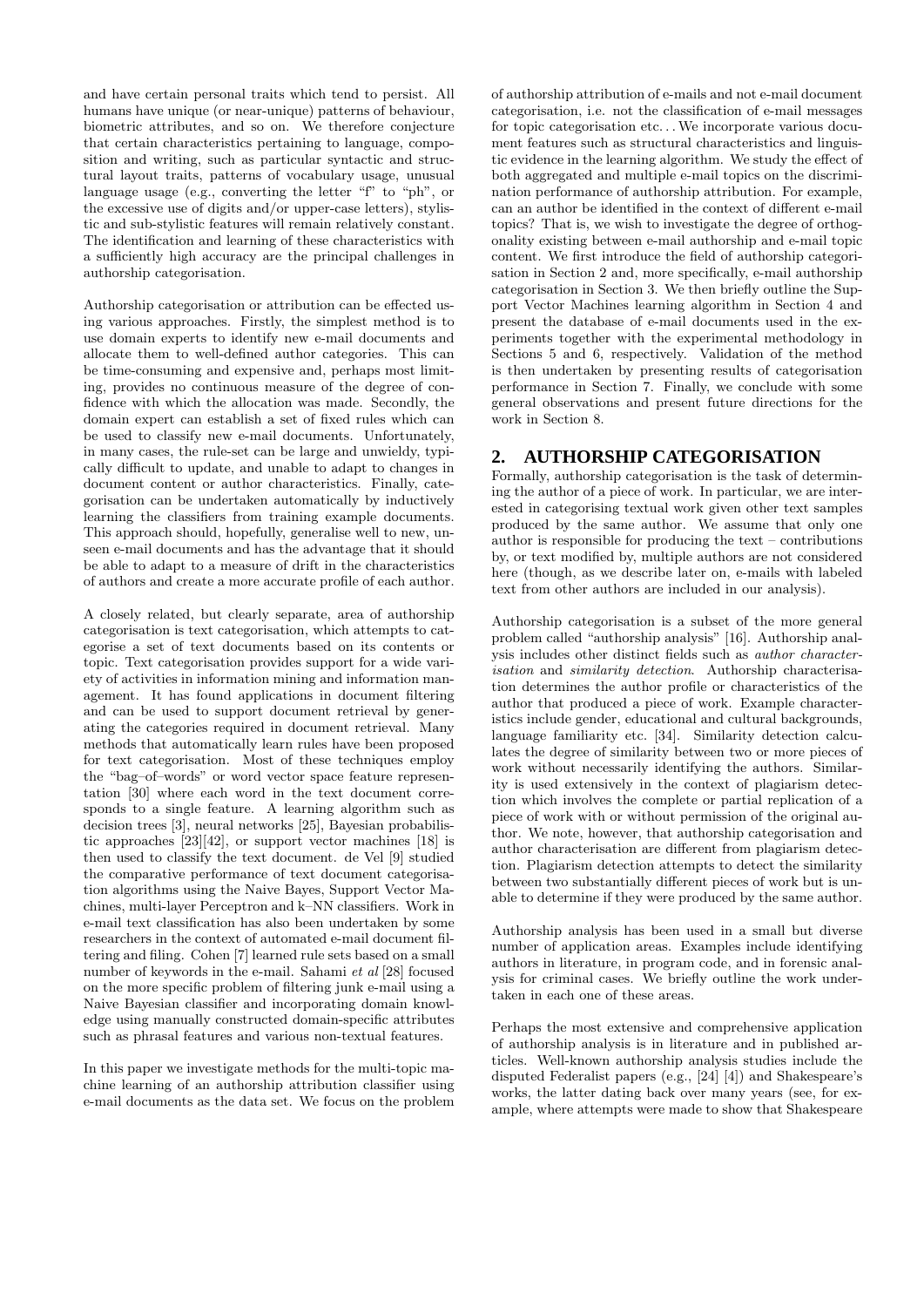and have certain personal traits which tend to persist. All humans have unique (or near-unique) patterns of behaviour, biometric attributes, and so on. We therefore conjecture that certain characteristics pertaining to language, composition and writing, such as particular syntactic and structural layout traits, patterns of vocabulary usage, unusual language usage (e.g., converting the letter "f" to "ph", or the excessive use of digits and/or upper-case letters), stylistic and sub-stylistic features will remain relatively constant. The identification and learning of these characteristics with a sufficiently high accuracy are the principal challenges in authorship categorisation.

Authorship categorisation or attribution can be effected using various approaches. Firstly, the simplest method is to use domain experts to identify new e-mail documents and allocate them to well-defined author categories. This can be time-consuming and expensive and, perhaps most limiting, provides no continuous measure of the degree of confidence with which the allocation was made. Secondly, the domain expert can establish a set of fixed rules which can be used to classify new e-mail documents. Unfortunately, in many cases, the rule-set can be large and unwieldy, typically difficult to update, and unable to adapt to changes in document content or author characteristics. Finally, categorisation can be undertaken automatically by inductively learning the classifiers from training example documents. This approach should, hopefully, generalise well to new, unseen e-mail documents and has the advantage that it should be able to adapt to a measure of drift in the characteristics of authors and create a more accurate profile of each author.

A closely related, but clearly separate, area of authorship categorisation is text categorisation, which attempts to categorise a set of text documents based on its contents or topic. Text categorisation provides support for a wide variety of activities in information mining and information management. It has found applications in document filtering and can be used to support document retrieval by generating the categories required in document retrieval. Many methods that automatically learn rules have been proposed for text categorisation. Most of these techniques employ the "bag–of–words" or word vector space feature representation [30] where each word in the text document corresponds to a single feature. A learning algorithm such as decision trees [3], neural networks [25], Bayesian probabilistic approaches [23][42], or support vector machines [18] is then used to classify the text document. de Vel [9] studied the comparative performance of text document categorisation algorithms using the Naive Bayes, Support Vector Machines, multi-layer Perceptron and k–NN classifiers. Work in e-mail text classification has also been undertaken by some researchers in the context of automated e-mail document filtering and filing. Cohen [7] learned rule sets based on a small number of keywords in the e-mail. Sahami *et al* [28] focused on the more specific problem of filtering junk e-mail using a Naive Bayesian classifier and incorporating domain knowledge using manually constructed domain-specific attributes such as phrasal features and various non-textual features.

In this paper we investigate methods for the multi-topic machine learning of an authorship attribution classifier using e-mail documents as the data set. We focus on the problem of authorship attribution of e-mails and not e-mail document categorisation, i.e. not the classification of e-mail messages for topic categorisation etc... We incorporate various document features such as structural characteristics and linguistic evidence in the learning algorithm. We study the effect of both aggregated and multiple e-mail topics on the discrimination performance of authorship attribution. For example, can an author be identified in the context of different e-mail topics? That is, we wish to investigate the degree of orthogonality existing between e-mail authorship and e-mail topic content. We first introduce the field of authorship categorisation in Section 2 and, more specifically, e-mail authorship categorisation in Section 3. We then briefly outline the Support Vector Machines learning algorithm in Section 4 and present the database of e-mail documents used in the experiments together with the experimental methodology in Sections 5 and 6, respectively. Validation of the method is then undertaken by presenting results of categorisation performance in Section 7. Finally, we conclude with some general observations and present future directions for the work in Section 8.

## 2. AUTHORSHIP CATEGORISATION

Formally, authorship categorisation is the task of determining the author of a piece of work. In particular, we are interested in categorising textual work given other text samples produced by the same author. We assume that only one author is responsible for producing the text – contributions by, or text modified by, multiple authors are not considered here (though, as we describe later on, e-mails with labeled text from other authors are included in our analysis).

Authorship categorisation is a subset of the more general problem called "authorship analysis" [16]. Authorship analysis includes other distinct fields such as *author characterisation* and *similarity detection*. Authorship characterisation determines the author profile or characteristics of the author that produced a piece of work. Example characteristics include gender, educational and cultural backgrounds, language familiarity etc. [34]. Similarity detection calculates the degree of similarity between two or more pieces of work without necessarily identifying the authors. Similarity is used extensively in the context of plagiarism detection which involves the complete or partial replication of a piece of work with or without permission of the original author. We note, however, that authorship categorisation and author characterisation are different from plagiarism detection. Plagiarism detection attempts to detect the similarity between two substantially different pieces of work but is unable to determine if they were produced by the same author.

Authorship analysis has been used in a small but diverse number of application areas. Examples include identifying authors in literature, in program code, and in forensic analysis for criminal cases. We briefly outline the work undertaken in each one of these areas.

Perhaps the most extensive and comprehensive application of authorship analysis is in literature and in published articles. Well-known authorship analysis studies include the disputed Federalist papers (e.g., [24] [4]) and Shakespeare's works, the latter dating back over many years (see, for example, where attempts were made to show that Shakespeare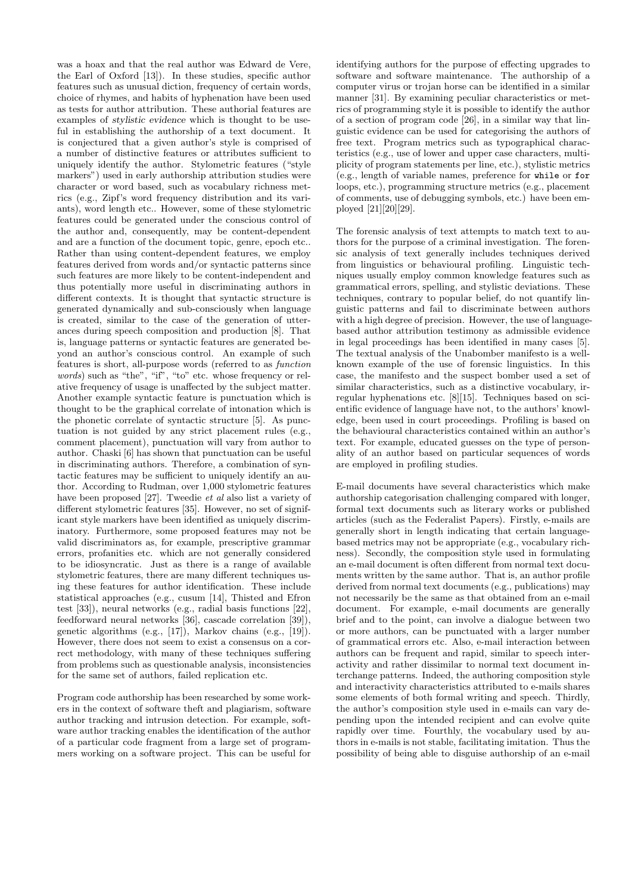was a hoax and that the real author was Edward de Vere, the Earl of Oxford [13]). In these studies, specific author features such as unusual diction, frequency of certain words, choice of rhymes, and habits of hyphenation have been used as tests for author attribution. These authorial features are examples of *stylistic evidence* which is thought to be useful in establishing the authorship of a text document. It is conjectured that a given author's style is comprised of a number of distinctive features or attributes sufficient to uniquely identify the author. Stylometric features ("style markers") used in early authorship attribution studies were character or word based, such as vocabulary richness metrics (e.g., Zipf's word frequency distribution and its variants), word length etc.. However, some of these stylometric features could be generated under the conscious control of the author and, consequently, may be content-dependent and are a function of the document topic, genre, epoch etc.. Rather than using content-dependent features, we employ features derived from words and/or syntactic patterns since such features are more likely to be content-independent and thus potentially more useful in discriminating authors in different contexts. It is thought that syntactic structure is generated dynamically and sub-consciously when language is created, similar to the case of the generation of utterances during speech composition and production [8]. That is, language patterns or syntactic features are generated beyond an author's conscious control. An example of such features is short, all-purpose words (referred to as *function words*) such as "the", "if", "to" etc. whose frequency or relative frequency of usage is unaffected by the subject matter. Another example syntactic feature is punctuation which is thought to be the graphical correlate of intonation which is the phonetic correlate of syntactic structure [5]. As punctuation is not guided by any strict placement rules (e.g., comment placement), punctuation will vary from author to author. Chaski [6] has shown that punctuation can be useful in discriminating authors. Therefore, a combination of syntactic features may be sufficient to uniquely identify an author. According to Rudman, over 1,000 stylometric features have been proposed [27]. Tweedie *et al* also list a variety of different stylometric features [35]. However, no set of significant style markers have been identified as uniquely discriminatory. Furthermore, some proposed features may not be valid discriminators as, for example, prescriptive grammar errors, profanities etc. which are not generally considered to be idiosyncratic. Just as there is a range of available stylometric features, there are many different techniques using these features for author identification. These include statistical approaches (e.g., cusum [14], Thisted and Efron test [33]), neural networks (e.g., radial basis functions [22], feedforward neural networks [36], cascade correlation [39]), genetic algorithms (e.g., [17]), Markov chains (e.g., [19]). However, there does not seem to exist a consensus on a correct methodology, with many of these techniques suffering from problems such as questionable analysis, inconsistencies for the same set of authors, failed replication etc.

Program code authorship has been researched by some workers in the context of software theft and plagiarism, software author tracking and intrusion detection. For example, software author tracking enables the identification of the author of a particular code fragment from a large set of programmers working on a software project. This can be useful for identifying authors for the purpose of effecting upgrades to software and software maintenance. The authorship of a computer virus or trojan horse can be identified in a similar manner [31]. By examining peculiar characteristics or metrics of programming style it is possible to identify the author of a section of program code [26], in a similar way that linguistic evidence can be used for categorising the authors of free text. Program metrics such as typographical characteristics (e.g., use of lower and upper case characters, multiplicity of program statements per line, etc.), stylistic metrics (e.g., length of variable names, preference for `while` or `for` loops, etc.), programming structure metrics (e.g., placement of comments, use of debugging symbols, etc.) have been employed [21][20][29].

The forensic analysis of text attempts to match text to authors for the purpose of a criminal investigation. The forensic analysis of text generally includes techniques derived from linguistics or behavioural profiling. Linguistic techniques usually employ common knowledge features such as grammatical errors, spelling, and stylistic deviations. These techniques, contrary to popular belief, do not quantify linguistic patterns and fail to discriminate between authors with a high degree of precision. However, the use of language-based author attribution testimony as admissible evidence in legal proceedings has been identified in many cases [5]. The textual analysis of the Unabomber manifesto is a well-known example of the use of forensic linguistics. In this case, the manifesto and the suspect bomber used a set of similar characteristics, such as a distinctive vocabulary, irregular hyphenations etc. [8][15]. Techniques based on scientific evidence of language have not, to the authors' knowledge, been used in court proceedings. Profiling is based on the behavioural characteristics contained within an author's text. For example, educated guesses on the type of personality of an author based on particular sequences of words are employed in profiling studies.

E-mail documents have several characteristics which make authorship categorisation challenging compared with longer, formal text documents such as literary works or published articles (such as the Federalist Papers). Firstly, e-mails are generally short in length indicating that certain language-based metrics may not be appropriate (e.g., vocabulary richness). Secondly, the composition style used in formulating an e-mail document is often different from normal text documents written by the same author. That is, an author profile derived from normal text documents (e.g., publications) may not necessarily be the same as that obtained from an e-mail document. For example, e-mail documents are generally brief and to the point, can involve a dialogue between two or more authors, can be punctuated with a larger number of grammatical errors etc. Also, e-mail interaction between authors can be frequent and rapid, similar to speech interactivity and rather dissimilar to normal text document interchange patterns. Indeed, the authoring composition style and interactivity characteristics attributed to e-mails shares some elements of both formal writing and speech. Thirdly, the author's composition style used in e-mails can vary depending upon the intended recipient and can evolve quite rapidly over time. Fourthly, the vocabulary used by authors in e-mails is not stable, facilitating imitation. Thus the possibility of being able to disguise authorship of an e-mail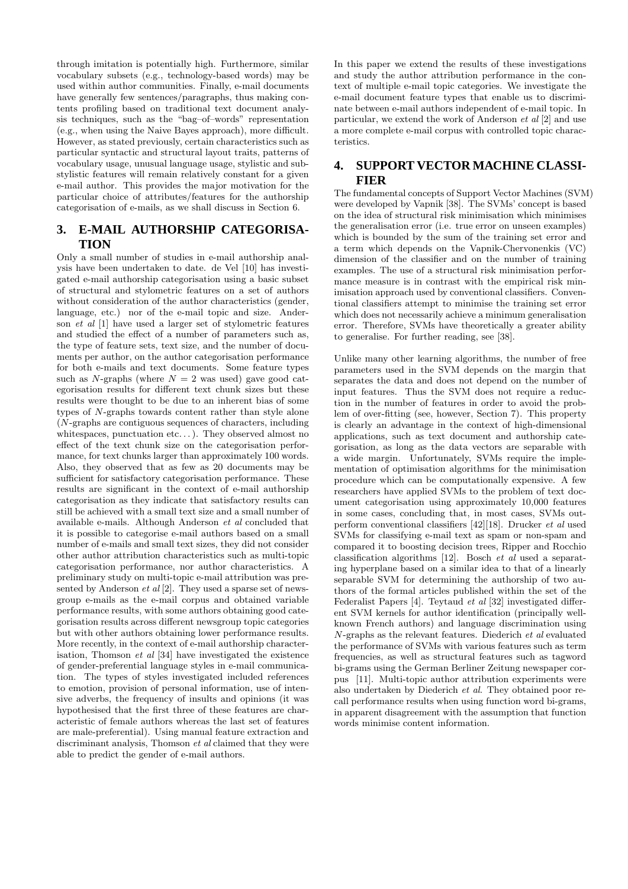through imitation is potentially high. Furthermore, similar vocabulary subsets (e.g., technology-based words) may be used within author communities. Finally, e-mail documents have generally few sentences/paragraphs, thus making contents profiling based on traditional text document analysis techniques, such as the "bag–of–words" representation (e.g., when using the Naive Bayes approach), more difficult. However, as stated previously, certain characteristics such as particular syntactic and structural layout traits, patterns of vocabulary usage, unusual language usage, stylistic and substylistic features will remain relatively constant for a given e-mail author. This provides the major motivation for the particular choice of attributes/features for the authorship categorisation of e-mails, as we shall discuss in Section 6.

## 3. E-MAIL AUTHORSHIP CATEGORISATION

Only a small number of studies in e-mail authorship analysis have been undertaken to date. de Vel [10] has investigated e-mail authorship categorisation using a basic subset of structural and stylometric features on a set of authors without consideration of the author characteristics (gender, language, etc.) nor of the e-mail topic and size. Anderson *et al* [1] have used a larger set of stylometric features and studied the effect of a number of parameters such as, the type of feature sets, text size, and the number of documents per author, on the author categorisation performance for both e-mails and text documents. Some feature types such as $N$-graphs (where $N = 2$ was used) gave good categorisation results for different text chunk sizes but these results were thought to be due to an inherent bias of some types of $N$-graphs towards content rather than style alone ($N$-graphs are contiguous sequences of characters, including whitespaces, punctuation etc...). They observed almost no effect of the text chunk size on the categorisation performance, for text chunks larger than approximately 100 words. Also, they observed that as few as 20 documents may be sufficient for satisfactory categorisation performance. These results are significant in the context of e-mail authorship categorisation as they indicate that satisfactory results can still be achieved with a small text size and a small number of available e-mails. Although Anderson *et al* concluded that it is possible to categorise e-mail authors based on a small number of e-mails and small text sizes, they did not consider other author attribution characteristics such as multi-topic categorisation performance, nor author characteristics. A preliminary study on multi-topic e-mail attribution was presented by Anderson *et al* [2]. They used a sparse set of newsgroup e-mails as the e-mail corpus and obtained variable performance results, with some authors obtaining good categorisation results across different newsgroup topic categories but with other authors obtaining lower performance results. More recently, in the context of e-mail authorship characterisation, Thomson *et al* [34] have investigated the existence of gender-preferential language styles in e-mail communication. The types of styles investigated included references to emotion, provision of personal information, use of intensive adverbs, the frequency of insults and opinions (it was hypothesised that the first three of these features are characteristic of female authors whereas the last set of features are male-preferential). Using manual feature extraction and discriminant analysis, Thomson *et al* claimed that they were able to predict the gender of e-mail authors.

In this paper we extend the results of these investigations and study the author attribution performance in the context of multiple e-mail topic categories. We investigate the e-mail document feature types that enable us to discriminate between e-mail authors independent of e-mail topic. In particular, we extend the work of Anderson *et al* [2] and use a more complete e-mail corpus with controlled topic characteristics.

## 4. SUPPORT VECTOR MACHINE CLASSIFIER

The fundamental concepts of Support Vector Machines (SVM) were developed by Vapnik [38]. The SVMs' concept is based on the idea of structural risk minimisation which minimises the generalisation error (i.e. true error on unseen examples) which is bounded by the sum of the training set error and a term which depends on the Vapnik-Chervonenkis (VC) dimension of the classifier and on the number of training examples. The use of a structural risk minimisation performance measure is in contrast with the empirical risk minimisation approach used by conventional classifiers. Conventional classifiers attempt to minimise the training set error which does not necessarily achieve a minimum generalisation error. Therefore, SVMs have theoretically a greater ability to generalise. For further reading, see [38].

Unlike many other learning algorithms, the number of free parameters used in the SVM depends on the margin that separates the data and does not depend on the number of input features. Thus the SVM does not require a reduction in the number of features in order to avoid the problem of over-fitting (see, however, Section 7). This property is clearly an advantage in the context of high-dimensional applications, such as text document and authorship categorisation, as long as the data vectors are separable with a wide margin. Unfortunately, SVMs require the implementation of optimisation algorithms for the minimisation procedure which can be computationally expensive. A few researchers have applied SVMs to the problem of text document categorisation using approximately 10,000 features in some cases, concluding that, in most cases, SVMs outperform conventional classifiers [42][18]. Drucker *et al* used SVMs for classifying e-mail text as spam or non-spam and compared it to boosting decision trees, Ripper and Rocchio classification algorithms [12]. Bosch *et al* used a separating hyperplane based on a similar idea to that of a linearly separable SVM for determining the authorship of two authors of the formal articles published within the set of the Federalist Papers [4]. Teytaud *et al* [32] investigated different SVM kernels for author identification (principally well-known French authors) and language discrimination using $N$-graphs as the relevant features. Diederich *et al* evaluated the performance of SVMs with various features such as term frequencies, as well as structural features such as tagword bi-grams using the German Berliner Zeitung newspaper corpus [11]. Multi-topic author attribution experiments were also undertaken by Diederich *et al*. They obtained poor recall performance results when using function word bi-grams, in apparent disagreement with the assumption that function words minimise content information.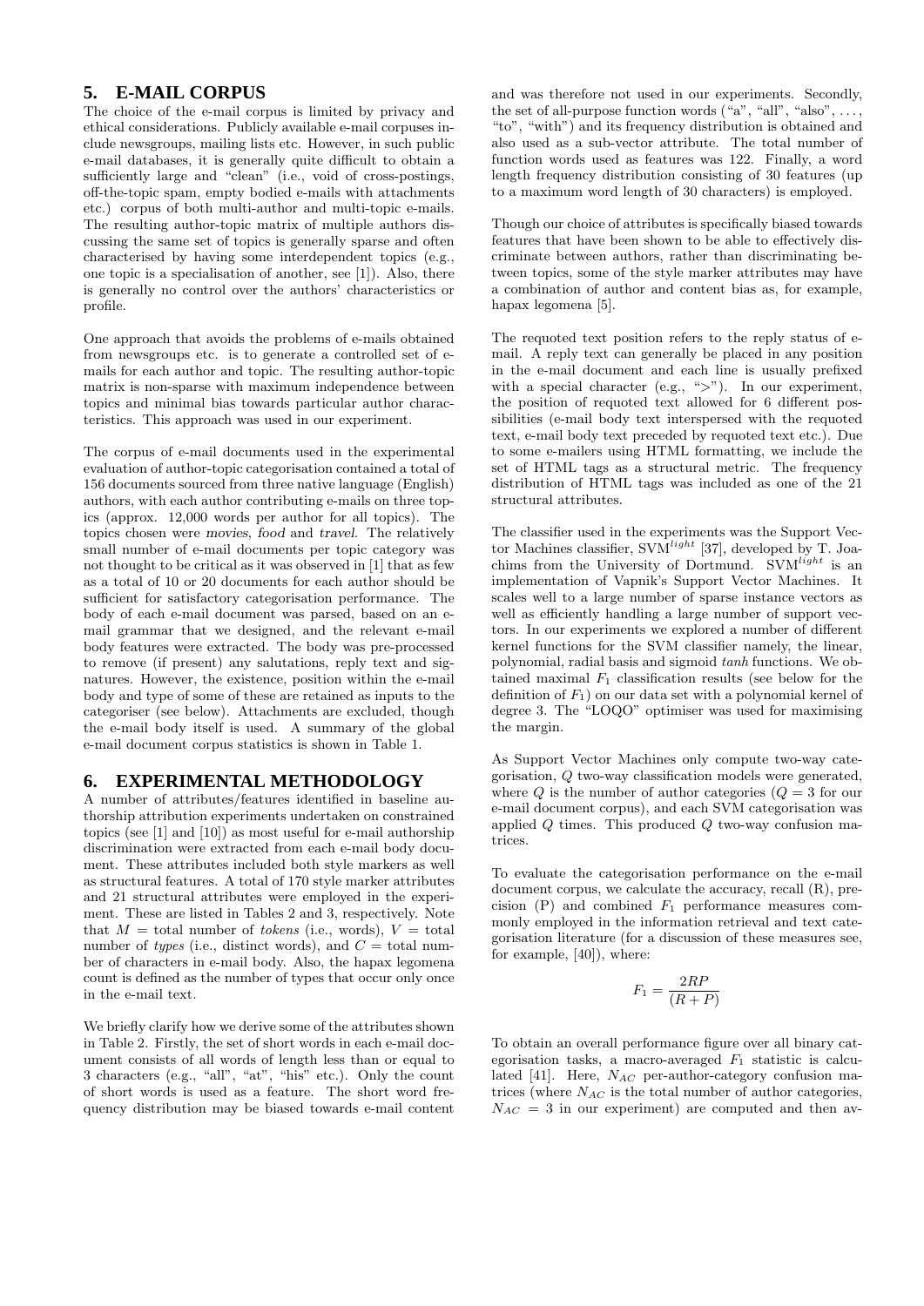## 5. E-MAIL CORPUS

The choice of the e-mail corpus is limited by privacy and ethical considerations. Publicly available e-mail corpuses include newsgroups, mailing lists etc. However, in such public e-mail databases, it is generally quite difficult to obtain a sufficiently large and "clean" (i.e., void of cross-postings, off-the-topic spam, empty bodied e-mails with attachments etc.) corpus of both multi-author and multi-topic e-mails. The resulting author-topic matrix of multiple authors discussing the same set of topics is generally sparse and often characterised by having some interdependent topics (e.g., one topic is a specialisation of another, see [1]). Also, there is generally no control over the authors' characteristics or profile.

One approach that avoids the problems of e-mails obtained from newsgroups etc. is to generate a controlled set of e-mails for each author and topic. The resulting author-topic matrix is non-sparse with maximum independence between topics and minimal bias towards particular author characteristics. This approach was used in our experiment.

The corpus of e-mail documents used in the experimental evaluation of author-topic categorisation contained a total of 156 documents sourced from three native language (English) authors, with each author contributing e-mails on three topics (approx. 12,000 words per author for all topics). The topics chosen were *movies*, *food* and *travel*. The relatively small number of e-mail documents per topic category was not thought to be critical as it was observed in [1] that as few as a total of 10 or 20 documents for each author should be sufficient for satisfactory categorisation performance. The body of each e-mail document was parsed, based on an e-mail grammar that we designed, and the relevant e-mail body features were extracted. The body was pre-processed to remove (if present) any salutations, reply text and signatures. However, the existence, position within the e-mail body and type of some of these are retained as inputs to the categoriser (see below). Attachments are excluded, though the e-mail body itself is used. A summary of the global e-mail document corpus statistics is shown in Table 1.

## 6. EXPERIMENTAL METHODOLOGY

A number of attributes/features identified in baseline authorship attribution experiments undertaken on constrained topics (see [1] and [10]) as most useful for e-mail authorship discrimination were extracted from each e-mail body document. These attributes included both style markers as well as structural features. A total of 170 style marker attributes and 21 structural attributes were employed in the experiment. These are listed in Tables 2 and 3, respectively. Note that $M$ = total number of *tokens* (i.e., words), $V$ = total number of *types* (i.e., distinct words), and $C$ = total number of characters in e-mail body. Also, the hapax legomena count is defined as the number of types that occur only once in the e-mail text.

We briefly clarify how we derive some of the attributes shown in Table 2. Firstly, the set of short words in each e-mail document consists of all words of length less than or equal to 3 characters (e.g., "all", "at", "his" etc.). Only the count of short words is used as a feature. The short word frequency distribution may be biased towards e-mail content and was therefore not used in our experiments. Secondly, the set of all-purpose function words ("a", "all", "also", ..., "to", "with") and its frequency distribution is obtained and also used as a sub-vector attribute. The total number of function words used as features was 122. Finally, a word length frequency distribution consisting of 30 features (up to a maximum word length of 30 characters) is employed.

Though our choice of attributes is specifically biased towards features that have been shown to be able to effectively discriminate between authors, rather than discriminating between topics, some of the style marker attributes may have a combination of author and content bias as, for example, hapax legomena [5].

The requoted text position refers to the reply status of e-mail. A reply text can generally be placed in any position in the e-mail document and each line is usually prefixed with a special character (e.g., ">"). In our experiment, the position of requoted text allowed for 6 different possibilities (e-mail body text interspersed with the requoted text, e-mail body text preceded by requoted text etc.). Due to some e-mailers using HTML formatting, we include the set of HTML tags as a structural metric. The frequency distribution of HTML tags was included as one of the 21 structural attributes.

The classifier used in the experiments was the Support Vector Machines classifier, $\text{SVM}^{light}$ [37], developed by T. Joachims from the University of Dortmund. $\text{SVM}^{light}$ is an implementation of Vapnik's Support Vector Machines. It scales well to a large number of sparse instance vectors as well as efficiently handling a large number of support vectors. In our experiments we explored a number of different kernel functions for the SVM classifier namely, the linear, polynomial, radial basis and sigmoid *tanh* functions. We obtained maximal $F_1$ classification results (see below for the definition of $F_1$) on our data set with a polynomial kernel of degree 3. The "LOQO" optimiser was used for maximising the margin.

As Support Vector Machines only compute two-way categorisation, $Q$ two-way classification models were generated, where $Q$ is the number of author categories ($Q = 3$ for our e-mail document corpus), and each SVM categorisation was applied $Q$ times. This produced $Q$ two-way confusion matrices.

To evaluate the categorisation performance on the e-mail document corpus, we calculate the accuracy, recall (R), precision (P) and combined $F_1$ performance measures commonly employed in the information retrieval and text categorisation literature (for a discussion of these measures see, for example, [40]), where:

$$F_1 = \frac{2RP}{(R+P)}$$

To obtain an overall performance figure over all binary categorisation tasks, a macro-averaged $F_1$ statistic is calculated [41]. Here, $N_{AC}$ per-author-category confusion matrices (where $N_{AC}$ is the total number of author categories, $N_{AC} = 3$ in our experiment) are computed and then av-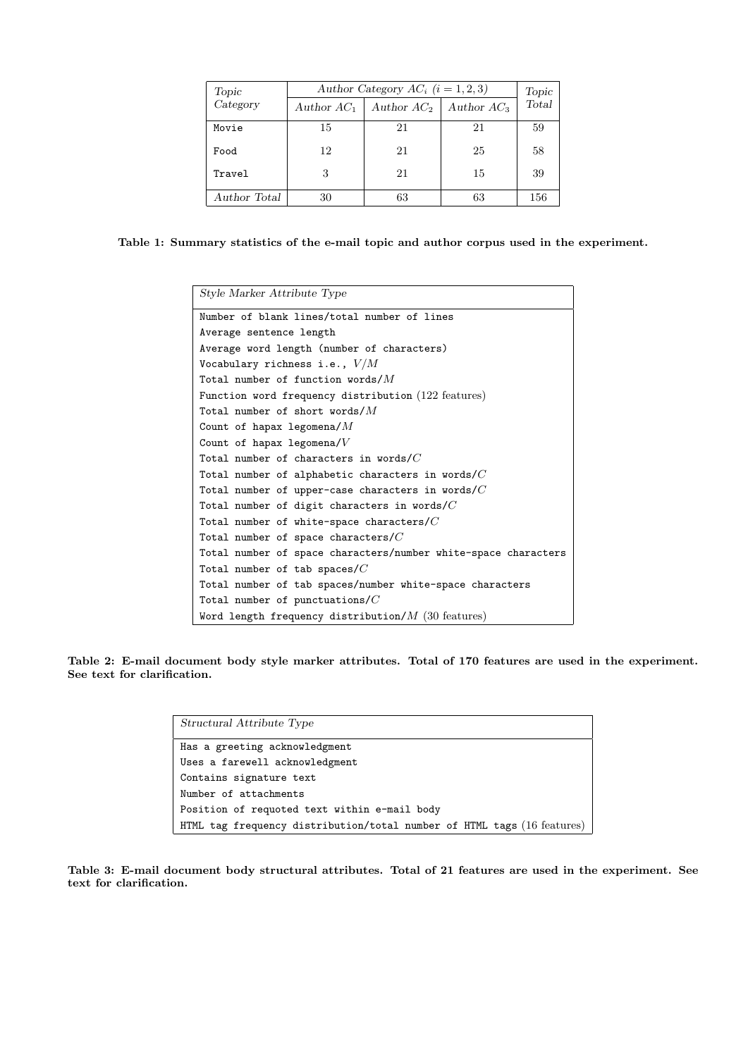| *Topic Category* | *Author Category* $AC_i$ $(i = 1, 2, 3)$ | | | *Topic Total* |
|---|---|---|---|---|
| | *Author* $AC_1$ | *Author* $AC_2$ | *Author* $AC_3$ | |
| Movie | 15 | 21 | 21 | 59 |
| Food | 12 | 21 | 25 | 58 |
| Travel | 3 | 21 | 15 | 39 |
| *Author Total* | 30 | 63 | 63 | 156 |

**Table 1: Summary statistics of the e-mail topic and author corpus used in the experiment.**

| *Style Marker Attribute Type* |
|---|
| Number of blank lines/total number of lines |
| Average sentence length |
| Average word length (number of characters) |
| Vocabulary richness i.e., $V/M$ |
| Total number of function words/$M$ |
| Function word frequency distribution (122 features) |
| Total number of short words/$M$ |
| Count of hapax legomena/$M$ |
| Count of hapax legomena/$V$ |
| Total number of characters in words/$C$ |
| Total number of alphabetic characters in words/$C$ |
| Total number of upper-case characters in words/$C$ |
| Total number of digit characters in words/$C$ |
| Total number of white-space characters/$C$ |
| Total number of space characters/$C$ |
| Total number of space characters/number white-space characters |
| Total number of tab spaces/$C$ |
| Total number of tab spaces/number white-space characters |
| Total number of punctuations/$C$ |
| Word length frequency distribution/$M$ (30 features) |

**Table 2: E-mail document body style marker attributes. Total of 170 features are used in the experiment. See text for clarification.**

| *Structural Attribute Type* |
|---|
| Has a greeting acknowledgment |
| Uses a farewell acknowledgment |
| Contains signature text |
| Number of attachments |
| Position of requoted text within e-mail body |
| HTML tag frequency distribution/total number of HTML tags (16 features) |

**Table 3: E-mail document body structural attributes. Total of 21 features are used in the experiment. See text for clarification.**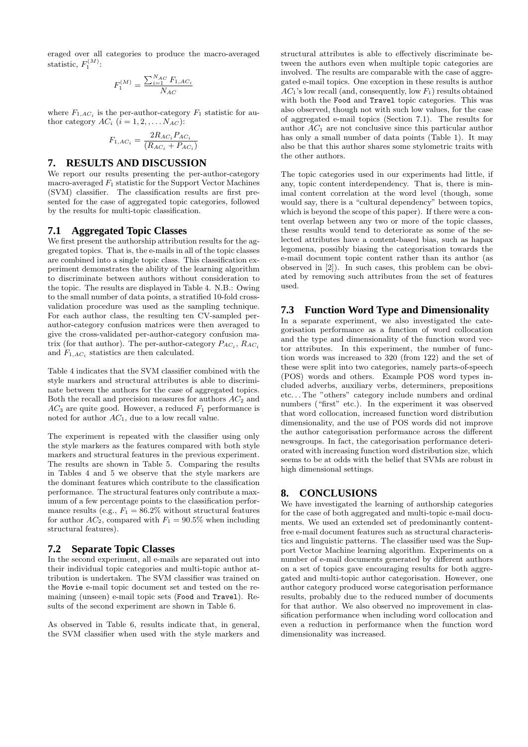eraged over all categories to produce the macro-averaged statistic, $F_1^{(M)}$:

$$F_1^{(M)} = \frac{\sum_{i=1}^{N_{AC}} F_{1,AC_i}}{N_{AC}}$$

where $F_{1,AC_i}$ is the per-author-category $F_1$ statistic for author category $AC_i$ ($i = 1, 2, \ldots N_{AC}$):

$$F_{1,AC_i} = \frac{2R_{AC_i}P_{AC_i}}{(R_{AC_i} + P_{AC_i})}$$

# 7. RESULTS AND DISCUSSION

We report our results presenting the per-author-category macro-averaged $F_1$ statistic for the Support Vector Machines (SVM) classifier. The classification results are first presented for the case of aggregated topic categories, followed by the results for multi-topic classification.

## 7.1 Aggregated Topic Classes

We first present the authorship attribution results for the aggregated topics. That is, the e-mails in all of the topic classes are combined into a single topic class. This classification experiment demonstrates the ability of the learning algorithm to discriminate between authors without consideration to the topic. The results are displayed in Table 4. N.B.: Owing to the small number of data points, a stratified 10-fold cross-validation procedure was used as the sampling technique. For each author class, the resulting ten CV-sampled per-author-category confusion matrices were then averaged to give the cross-validated per-author-category confusion matrix (for that author). The per-author-category $P_{AC_i}$, $R_{AC_i}$ and $F_{1,AC_i}$ statistics are then calculated.

Table 4 indicates that the SVM classifier combined with the style markers and structural attributes is able to discriminate between the authors for the case of aggregated topics. Both the recall and precision measures for authors $AC_2$ and $AC_3$ are quite good. However, a reduced $F_1$ performance is noted for author $AC_1$, due to a low recall value.

The experiment is repeated with the classifier using only the style markers as the features compared with both style markers and structural features in the previous experiment. The results are shown in Table 5. Comparing the results in Tables 4 and 5 we observe that the style markers are the dominant features which contribute to the classification performance. The structural features only contribute a maximum of a few percentage points to the classification performance results (e.g., $F_1 = 86.2\%$ without structural features for author $AC_2$, compared with $F_1 = 90.5\%$ when including structural features).

## 7.2 Separate Topic Classes

In the second experiment, all e-mails are separated out into their individual topic categories and multi-topic author attribution is undertaken. The SVM classifier was trained on the Movie e-mail topic document set and tested on the remaining (unseen) e-mail topic sets (Food and Travel). Results of the second experiment are shown in Table 6.

As observed in Table 6, results indicate that, in general, the SVM classifier when used with the style markers and structural attributes is able to effectively discriminate between the authors even when multiple topic categories are involved. The results are comparable with the case of aggregated e-mail topics. One exception in these results is author $AC_1$'s low recall (and, consequently, low $F_1$) results obtained with both the Food and Travel topic categories. This was also observed, though not with such low values, for the case of aggregated e-mail topics (Section 7.1). The results for author $AC_1$ are not conclusive since this particular author has only a small number of data points (Table 1). It may also be that this author shares some stylometric traits with the other authors.

The topic categories used in our experiments had little, if any, topic content interdependency. That is, there is minimal content correlation at the word level (though, some would say, there is a "cultural dependency" between topics, which is beyond the scope of this paper). If there were a content overlap between any two or more of the topic classes, these results would tend to deteriorate as some of the selected attributes have a content-based bias, such as hapax legomena, possibly biasing the categorisation towards the e-mail document topic content rather than its author (as observed in [2]). In such cases, this problem can be obviated by removing such attributes from the set of features used.

## 7.3 Function Word Type and Dimensionality

In a separate experiment, we also investigated the categorisation performance as a function of word collocation and the type and dimensionality of the function word vector attributes. In this experiment, the number of function words was increased to 320 (from 122) and the set of these were split into two categories, namely parts-of-speech (POS) words and others. Example POS word types included adverbs, auxiliary verbs, determiners, prepositions etc... The "others" category include numbers and ordinal numbers ("first" etc.). In the experiment it was observed that word collocation, increased function word distribution dimensionality, and the use of POS words did not improve the author categorisation performance across the different newsgroups. In fact, the categorisation performance deteriorated with increasing function word distribution size, which seems to be at odds with the belief that SVMs are robust in high dimensional settings.

# 8. CONCLUSIONS

We have investigated the learning of authorship categories for the case of both aggregated and multi-topic e-mail documents. We used an extended set of predominantly content-free e-mail document features such as structural characteristics and linguistic patterns. The classifier used was the Support Vector Machine learning algorithm. Experiments on a number of e-mail documents generated by different authors on a set of topics gave encouraging results for both aggregated and multi-topic author categorisation. However, one author category produced worse categorisation performance results, probably due to the reduced number of documents for that author. We also observed no improvement in classification performance when including word collocation and even a reduction in performance when the function word dimensionality was increased.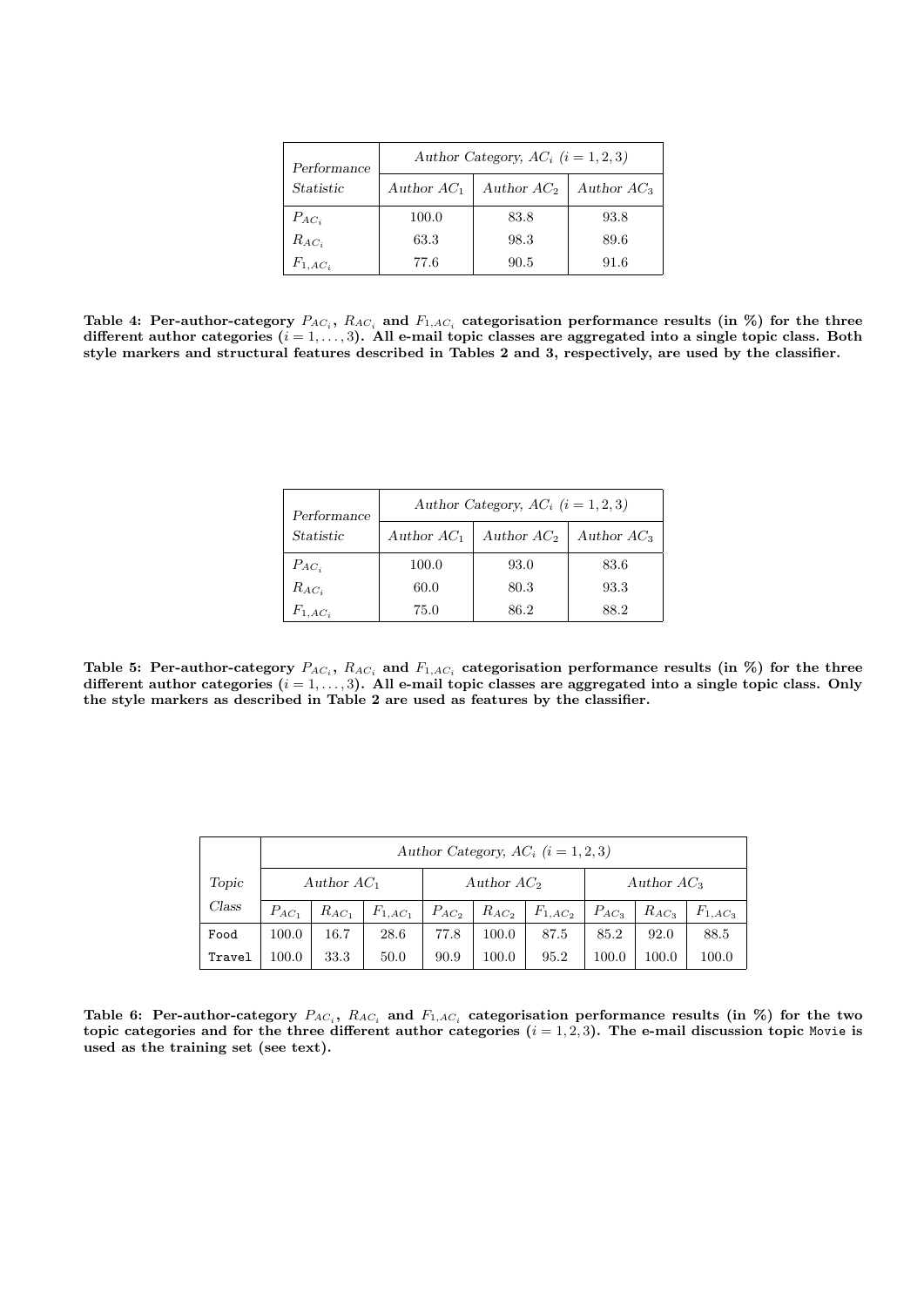| *Performance Statistic* | *Author Category,* $AC_i$ $(i = 1, 2, 3)$ | | |
|---|---|---|---|
| | *Author* $AC_1$ | *Author* $AC_2$ | *Author* $AC_3$ |
| $P_{AC_i}$ | 100.0 | 83.8 | 93.8 |
| $R_{AC_i}$ | 63.3 | 98.3 | 89.6 |
| $F_{1,AC_i}$ | 77.6 | 90.5 | 91.6 |

**Table 4: Per-author-category $P_{AC_i}$, $R_{AC_i}$ and $F_{1,AC_i}$ categorisation performance results (in %) for the three different author categories ($i = 1, \ldots, 3$). All e-mail topic classes are aggregated into a single topic class. Both style markers and structural features described in Tables 2 and 3, respectively, are used by the classifier.**

| *Performance Statistic* | *Author Category,* $AC_i$ $(i = 1, 2, 3)$ | | |
|---|---|---|---|
| | *Author* $AC_1$ | *Author* $AC_2$ | *Author* $AC_3$ |
| $P_{AC_i}$ | 100.0 | 93.0 | 83.6 |
| $R_{AC_i}$ | 60.0 | 80.3 | 93.3 |
| $F_{1,AC_i}$ | 75.0 | 86.2 | 88.2 |

**Table 5: Per-author-category $P_{AC_i}$, $R_{AC_i}$ and $F_{1,AC_i}$ categorisation performance results (in %) for the three different author categories ($i = 1, \ldots, 3$). All e-mail topic classes are aggregated into a single topic class. Only the style markers as described in Table 2 are used as features by the classifier.**

| *Topic Class* | *Author Category,* $AC_i$ $(i = 1, 2, 3)$ | | | | | | | | |
|---|---|---|---|---|---|---|---|---|---|
| | *Author* $AC_1$ | | | *Author* $AC_2$ | | | *Author* $AC_3$ | | |
| | $P_{AC_1}$ | $R_{AC_1}$ | $F_{1,AC_1}$ | $P_{AC_2}$ | $R_{AC_2}$ | $F_{1,AC_2}$ | $P_{AC_3}$ | $R_{AC_3}$ | $F_{1,AC_3}$ |
| `Food` | 100.0 | 16.7 | 28.6 | 77.8 | 100.0 | 87.5 | 85.2 | 92.0 | 88.5 |
| `Travel` | 100.0 | 33.3 | 50.0 | 90.9 | 100.0 | 95.2 | 100.0 | 100.0 | 100.0 |

**Table 6: Per-author-category $P_{AC_i}$, $R_{AC_i}$ and $F_{1,AC_i}$ categorisation performance results (in %) for the two topic categories and for the three different author categories ($i = 1, 2, 3$). The e-mail discussion topic `Movie` is used as the training set (see text).**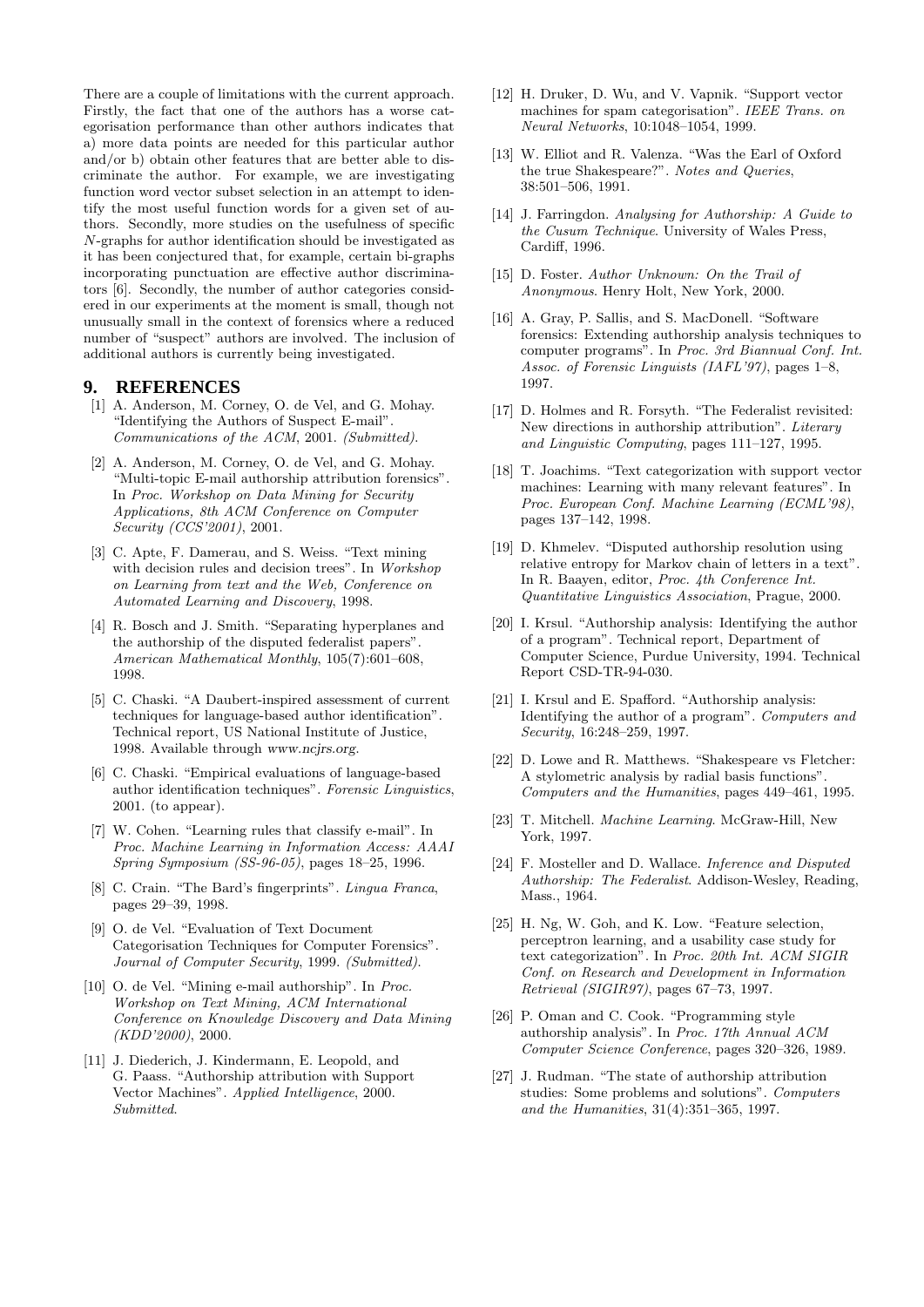There are a couple of limitations with the current approach. Firstly, the fact that one of the authors has a worse categorisation performance than other authors indicates that a) more data points are needed for this particular author and/or b) obtain other features that are better able to discriminate the author. For example, we are investigating function word vector subset selection in an attempt to identify the most useful function words for a given set of authors. Secondly, more studies on the usefulness of specific $N$-graphs for author identification should be investigated as it has been conjectured that, for example, certain bi-graphs incorporating punctuation are effective author discriminators [6]. Secondly, the number of author categories considered in our experiments at the moment is small, though not unusually small in the context of forensics where a reduced number of "suspect" authors are involved. The inclusion of additional authors is currently being investigated.

## 9. REFERENCES

[1] A. Anderson, M. Corney, O. de Vel, and G. Mohay. "Identifying the Authors of Suspect E-mail". *Communications of the ACM*, 2001. *(Submitted)*.

[2] A. Anderson, M. Corney, O. de Vel, and G. Mohay. "Multi-topic E-mail authorship attribution forensics". In *Proc. Workshop on Data Mining for Security Applications, 8th ACM Conference on Computer Security (CCS'2001)*, 2001.

[3] C. Apte, F. Damerau, and S. Weiss. "Text mining with decision rules and decision trees". In *Workshop on Learning from text and the Web, Conference on Automated Learning and Discovery*, 1998.

[4] R. Bosch and J. Smith. "Separating hyperplanes and the authorship of the disputed federalist papers". *American Mathematical Monthly*, 105(7):601–608, 1998.

[5] C. Chaski. "A Daubert-inspired assessment of current techniques for language-based author identification". Technical report, US National Institute of Justice, 1998. Available through *www.ncjrs.org*.

[6] C. Chaski. "Empirical evaluations of language-based author identification techniques". *Forensic Linguistics*, 2001. (to appear).

[7] W. Cohen. "Learning rules that classify e-mail". In *Proc. Machine Learning in Information Access: AAAI Spring Symposium (SS-96-05)*, pages 18–25, 1996.

[8] C. Crain. "The Bard's fingerprints". *Lingua Franca*, pages 29–39, 1998.

[9] O. de Vel. "Evaluation of Text Document Categorisation Techniques for Computer Forensics". *Journal of Computer Security*, 1999. *(Submitted)*.

[10] O. de Vel. "Mining e-mail authorship". In *Proc. Workshop on Text Mining, ACM International Conference on Knowledge Discovery and Data Mining (KDD'2000)*, 2000.

[11] J. Diederich, J. Kindermann, E. Leopold, and G. Paass. "Authorship attribution with Support Vector Machines". *Applied Intelligence*, 2000. *Submitted*.

[12] H. Druker, D. Wu, and V. Vapnik. "Support vector machines for spam categorisation". *IEEE Trans. on Neural Networks*, 10:1048–1054, 1999.

[13] W. Elliot and R. Valenza. "Was the Earl of Oxford the true Shakespeare?". *Notes and Queries*, 38:501–506, 1991.

[14] J. Farringdon. *Analysing for Authorship: A Guide to the Cusum Technique*. University of Wales Press, Cardiff, 1996.

[15] D. Foster. *Author Unknown: On the Trail of Anonymous*. Henry Holt, New York, 2000.

[16] A. Gray, P. Sallis, and S. MacDonell. "Software forensics: Extending authorship analysis techniques to computer programs". In *Proc. 3rd Biannual Conf. Int. Assoc. of Forensic Linguists (IAFL'97)*, pages 1–8, 1997.

[17] D. Holmes and R. Forsyth. "The Federalist revisited: New directions in authorship attribution". *Literary and Linguistic Computing*, pages 111–127, 1995.

[18] T. Joachims. "Text categorization with support vector machines: Learning with many relevant features". In *Proc. European Conf. Machine Learning (ECML'98)*, pages 137–142, 1998.

[19] D. Khmelev. "Disputed authorship resolution using relative entropy for Markov chain of letters in a text". In R. Baayen, editor, *Proc. 4th Conference Int. Quantitative Linguistics Association*, Prague, 2000.

[20] I. Krsul. "Authorship analysis: Identifying the author of a program". Technical report, Department of Computer Science, Purdue University, 1994. Technical Report CSD-TR-94-030.

[21] I. Krsul and E. Spafford. "Authorship analysis: Identifying the author of a program". *Computers and Security*, 16:248–259, 1997.

[22] D. Lowe and R. Matthews. "Shakespeare vs Fletcher: A stylometric analysis by radial basis functions". *Computers and the Humanities*, pages 449–461, 1995.

[23] T. Mitchell. *Machine Learning*. McGraw-Hill, New York, 1997.

[24] F. Mosteller and D. Wallace. *Inference and Disputed Authorship: The Federalist*. Addison-Wesley, Reading, Mass., 1964.

[25] H. Ng, W. Goh, and K. Low. "Feature selection, perceptron learning, and a usability case study for text categorization". In *Proc. 20th Int. ACM SIGIR Conf. on Research and Development in Information Retrieval (SIGIR97)*, pages 67–73, 1997.

[26] P. Oman and C. Cook. "Programming style authorship analysis". In *Proc. 17th Annual ACM Computer Science Conference*, pages 320–326, 1989.

[27] J. Rudman. "The state of authorship attribution studies: Some problems and solutions". *Computers and the Humanities*, 31(4):351–365, 1997.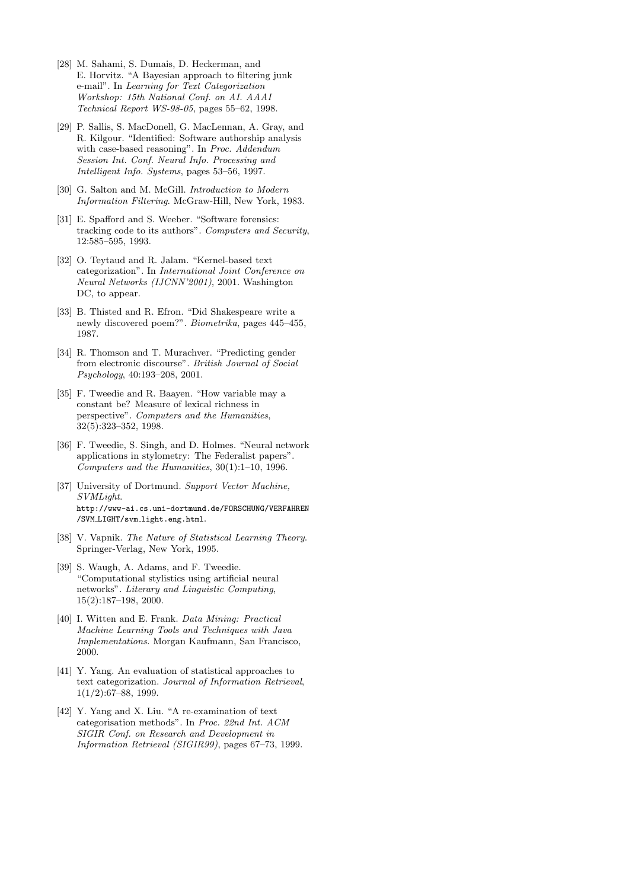[28] M. Sahami, S. Dumais, D. Heckerman, and E. Horvitz. "A Bayesian approach to filtering junk e-mail". In *Learning for Text Categorization Workshop: 15th National Conf. on AI. AAAI Technical Report WS-98-05*, pages 55–62, 1998.

[29] P. Sallis, S. MacDonell, G. MacLennan, A. Gray, and R. Kilgour. "Identified: Software authorship analysis with case-based reasoning". In *Proc. Addendum Session Int. Conf. Neural Info. Processing and Intelligent Info. Systems*, pages 53–56, 1997.

[30] G. Salton and M. McGill. *Introduction to Modern Information Filtering*. McGraw-Hill, New York, 1983.

[31] E. Spafford and S. Weeber. "Software forensics: tracking code to its authors". *Computers and Security*, 12:585–595, 1993.

[32] O. Teytaud and R. Jalam. "Kernel-based text categorization". In *International Joint Conference on Neural Networks (IJCNN'2001)*, 2001. Washington DC, to appear.

[33] B. Thisted and R. Efron. "Did Shakespeare write a newly discovered poem?". *Biometrika*, pages 445–455, 1987.

[34] R. Thomson and T. Murachver. "Predicting gender from electronic discourse". *British Journal of Social Psychology*, 40:193–208, 2001.

[35] F. Tweedie and R. Baayen. "How variable may a constant be? Measure of lexical richness in perspective". *Computers and the Humanities*, 32(5):323–352, 1998.

[36] F. Tweedie, S. Singh, and D. Holmes. "Neural network applications in stylometry: The Federalist papers". *Computers and the Humanities*, 30(1):1–10, 1996.

[37] University of Dortmund. *Support Vector Machine, SVMLight*. `http://www-ai.cs.uni-dortmund.de/FORSCHUNG/VERFAHREN/SVM_LIGHT/svm_light.eng.html`.

[38] V. Vapnik. *The Nature of Statistical Learning Theory*. Springer-Verlag, New York, 1995.

[39] S. Waugh, A. Adams, and F. Tweedie. "Computational stylistics using artificial neural networks". *Literary and Linguistic Computing*, 15(2):187–198, 2000.

[40] I. Witten and E. Frank. *Data Mining: Practical Machine Learning Tools and Techniques with Java Implementations*. Morgan Kaufmann, San Francisco, 2000.

[41] Y. Yang. An evaluation of statistical approaches to text categorization. *Journal of Information Retrieval*, 1(1/2):67–88, 1999.

[42] Y. Yang and X. Liu. "A re-examination of text categorisation methods". In *Proc. 22nd Int. ACM SIGIR Conf. on Research and Development in Information Retrieval (SIGIR99)*, pages 67–73, 1999.